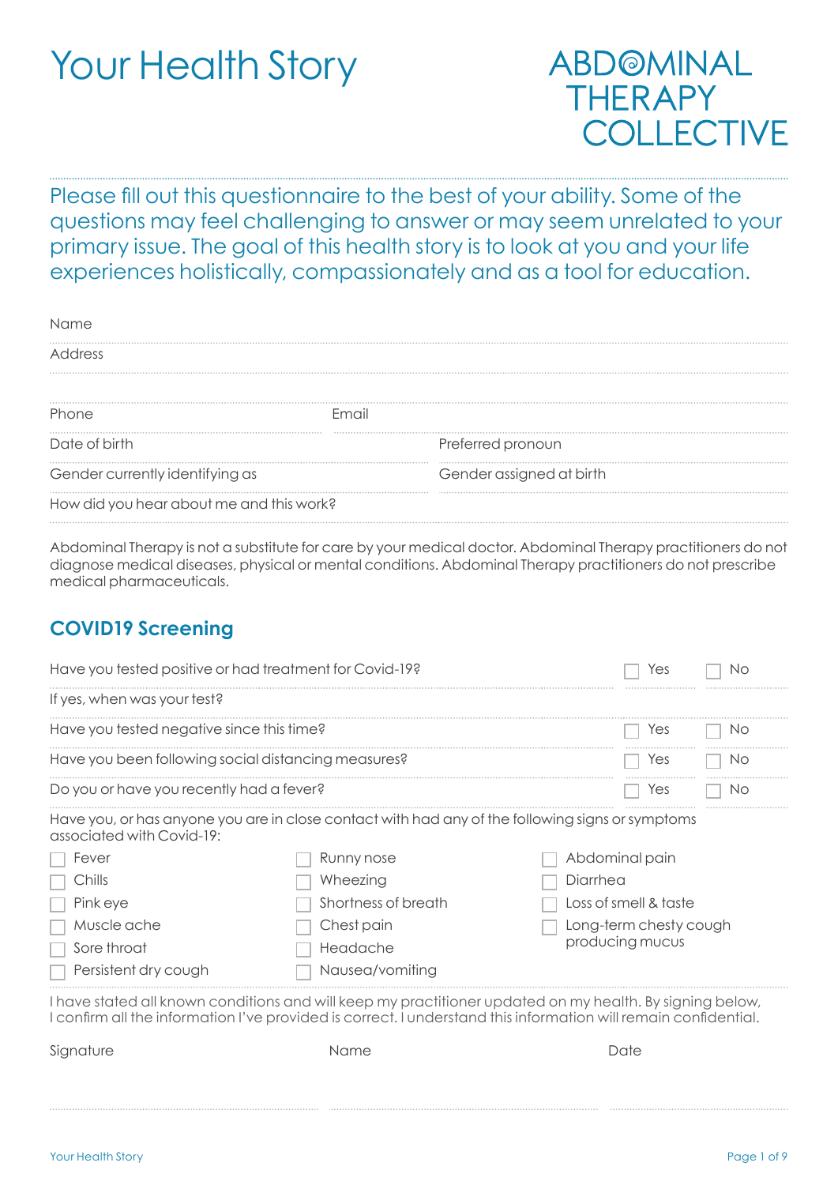# Your Health Story

ABDOMINAL THERAPY COLLECTIVE

Please fill out this questionnaire to the best of your ability. Some of the questions may feel challenging to answer or may seem unrelated to your primary issue. The goal of this health story is to look at you and your life experiences holistically, compassionately and as a tool for education.

Name

Address

Phone | Email

Date of birth | Preferred pronoun

Gender currently identifying as | Gender assigned at birth

How did you hear about me and this work?

Abdominal Therapy is not a substitute for care by your medical doctor. Abdominal Therapy practitioners do not diagnose medical diseases, physical or mental conditions. Abdominal Therapy practitioners do not prescribe medical pharmaceuticals.

## COVID19 Screening

| Question | | |
|---|---|---|
| Have you tested positive or had treatment for Covid-19? | ☐ Yes | ☐ No |
| If yes, when was your test? | | |
| Have you tested negative since this time? | ☐ Yes | ☐ No |
| Have you been following social distancing measures? | ☐ Yes | ☐ No |
| Do you or have you recently had a fever? | ☐ Yes | ☐ No |

Have you, or has anyone you are in close contact with had any of the following signs or symptoms associated with Covid-19:

- ☐ Fever
- ☐ Chills
- ☐ Pink eye
- ☐ Muscle ache
- ☐ Sore throat
- ☐ Persistent dry cough
- ☐ Runny nose
- ☐ Wheezing
- ☐ Shortness of breath
- ☐ Chest pain
- ☐ Headache
- ☐ Nausea/vomiting
- ☐ Abdominal pain
- ☐ Diarrhea
- ☐ Loss of smell & taste
- ☐ Long-term chesty cough producing mucus

I have stated all known conditions and will keep my practitioner updated on my health. By signing below, I confirm all the information I've provided is correct. I understand this information will remain confidential.

Signature | Name | Date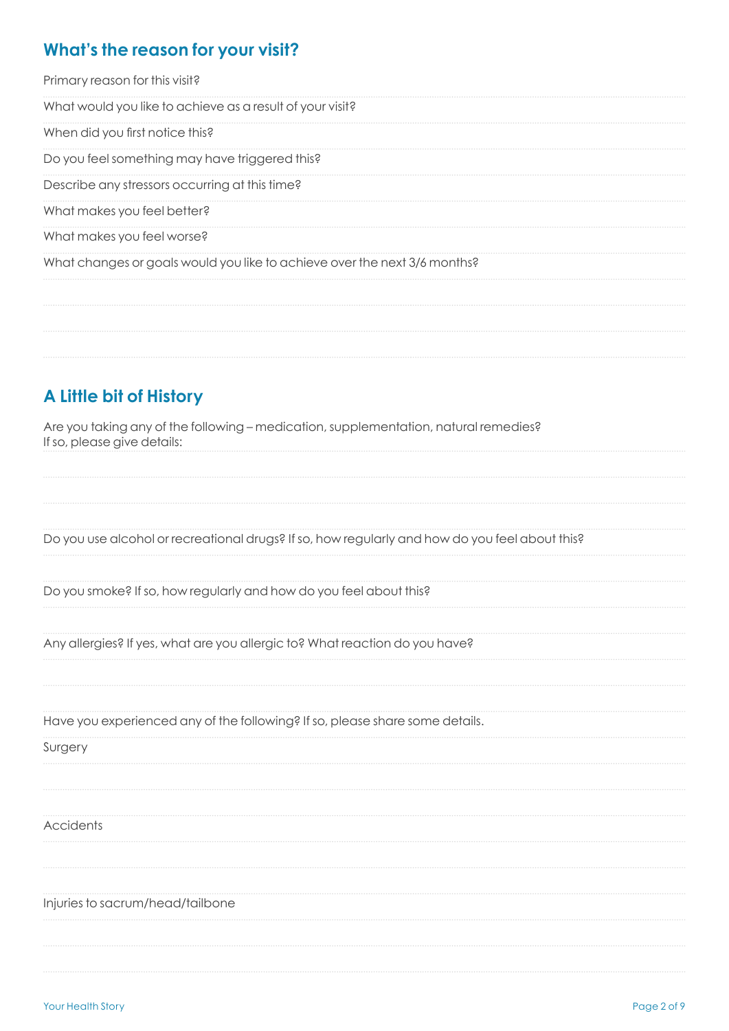## What's the reason for your visit?

Primary reason for this visit?

What would you like to achieve as a result of your visit?

When did you first notice this?

Do you feel something may have triggered this?

Describe any stressors occurring at this time?

What makes you feel better?

What makes you feel worse?

What changes or goals would you like to achieve over the next 3/6 months?

## A Little bit of History

Are you taking any of the following – medication, supplementation, natural remedies?
If so, please give details:

Do you use alcohol or recreational drugs? If so, how regularly and how do you feel about this?

Do you smoke? If so, how regularly and how do you feel about this?

Any allergies? If yes, what are you allergic to? What reaction do you have?

Have you experienced any of the following? If so, please share some details.

Surgery

Accidents

Injuries to sacrum/head/tailbone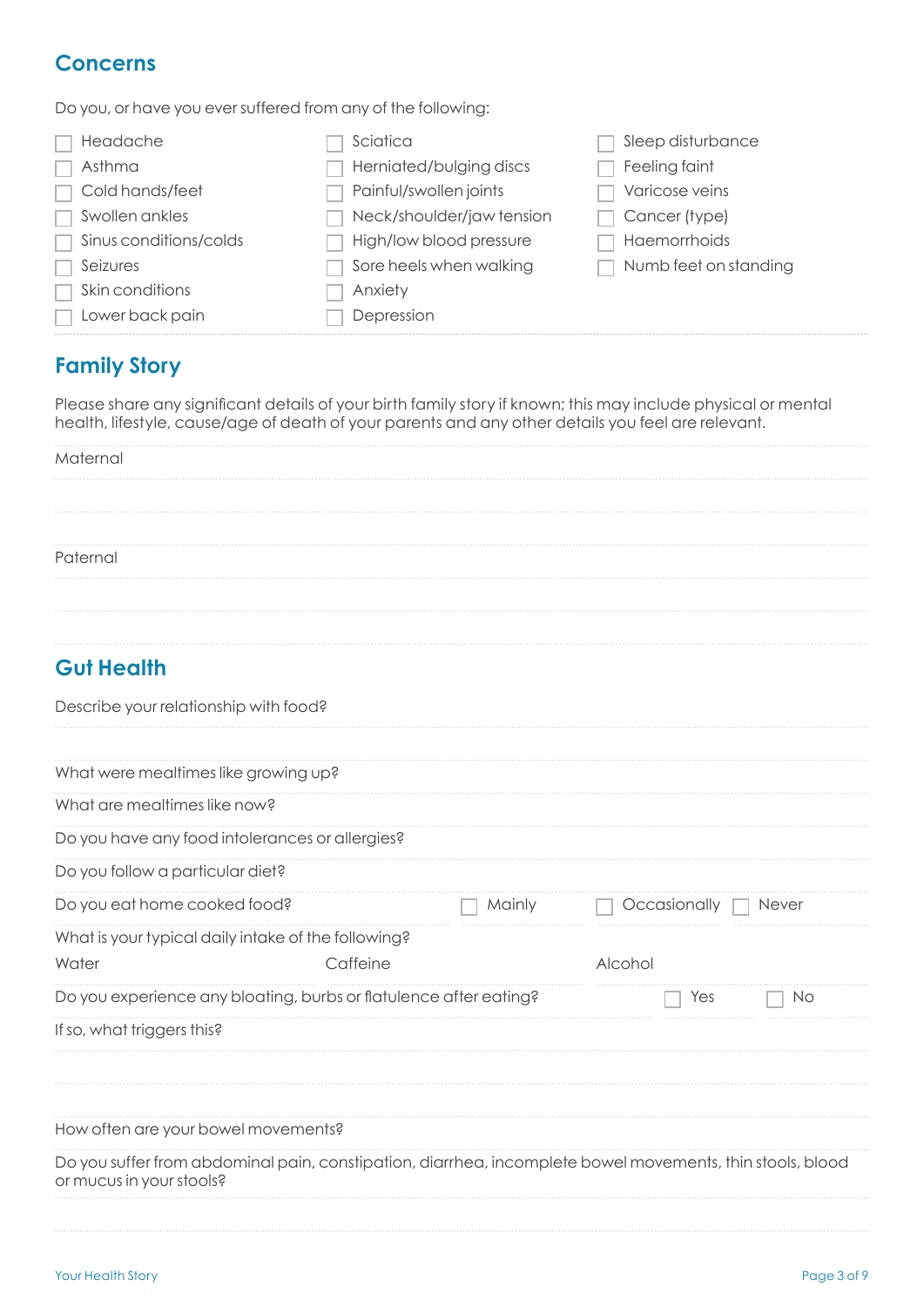## Concerns

Do you, or have you ever suffered from any of the following:

- [ ] Headache
- [ ] Asthma
- [ ] Cold hands/feet
- [ ] Swollen ankles
- [ ] Sinus conditions/colds
- [ ] Seizures
- [ ] Skin conditions
- [ ] Lower back pain
- [ ] Sciatica
- [ ] Herniated/bulging discs
- [ ] Painful/swollen joints
- [ ] Neck/shoulder/jaw tension
- [ ] High/low blood pressure
- [ ] Sore heels when walking
- [ ] Anxiety
- [ ] Depression
- [ ] Sleep disturbance
- [ ] Feeling faint
- [ ] Varicose veins
- [ ] Cancer (type)
- [ ] Haemorrhoids
- [ ] Numb feet on standing

## Family Story

Please share any significant details of your birth family story if known; this may include physical or mental health, lifestyle, cause/age of death of your parents and any other details you feel are relevant.

Maternal

Paternal

## Gut Health

Describe your relationship with food?

What were mealtimes like growing up?

What are mealtimes like now?

Do you have any food intolerances or allergies?

Do you follow a particular diet?

Do you eat home cooked food? ☐ Mainly ☐ Occasionally ☐ Never

What is your typical daily intake of the following?

Water | Caffeine | Alcohol

Do you experience any bloating, burbs or flatulence after eating? ☐ Yes ☐ No

If so, what triggers this?

How often are your bowel movements?

Do you suffer from abdominal pain, constipation, diarrhea, incomplete bowel movements, thin stools, blood or mucus in your stools?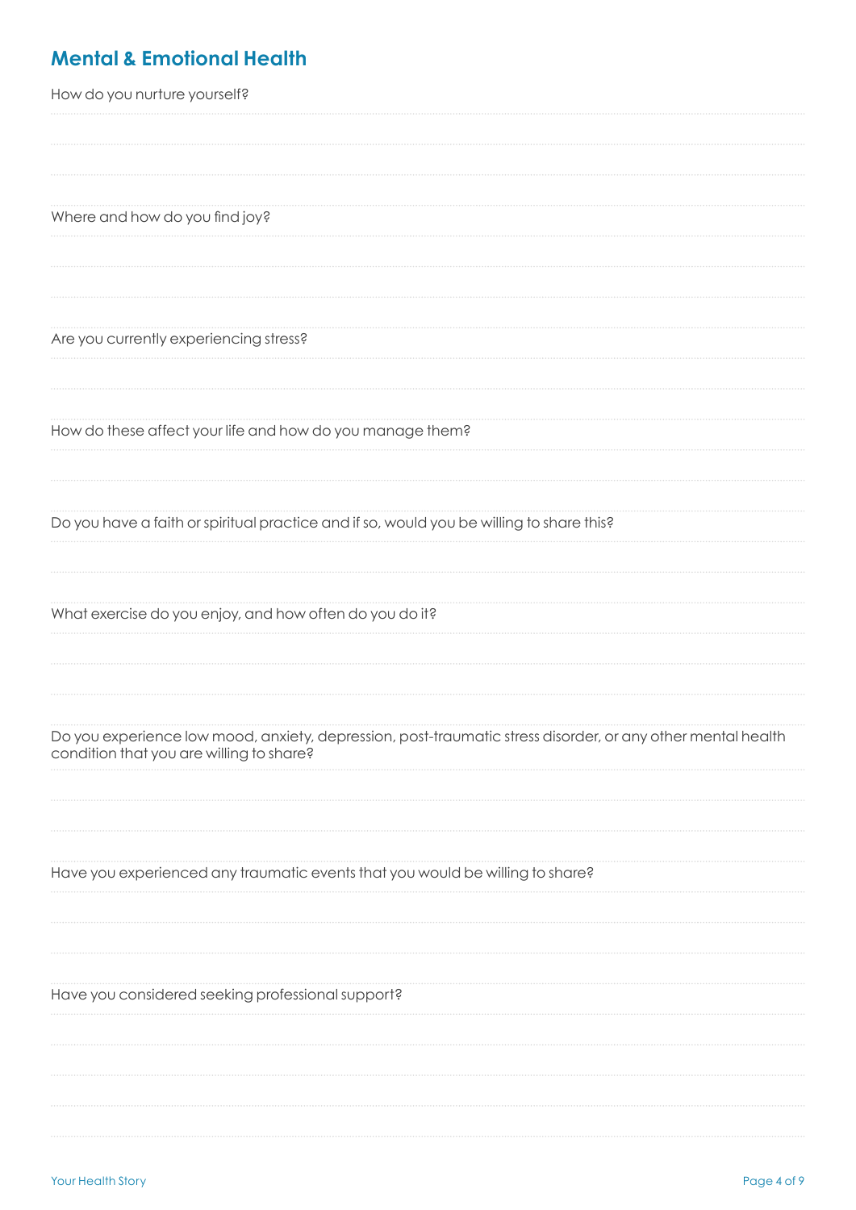## Mental & Emotional Health

How do you nurture yourself?

Where and how do you find joy?

Are you currently experiencing stress?

How do these affect your life and how do you manage them?

Do you have a faith or spiritual practice and if so, would you be willing to share this?

What exercise do you enjoy, and how often do you do it?

Do you experience low mood, anxiety, depression, post-traumatic stress disorder, or any other mental health condition that you are willing to share?

Have you experienced any traumatic events that you would be willing to share?

Have you considered seeking professional support?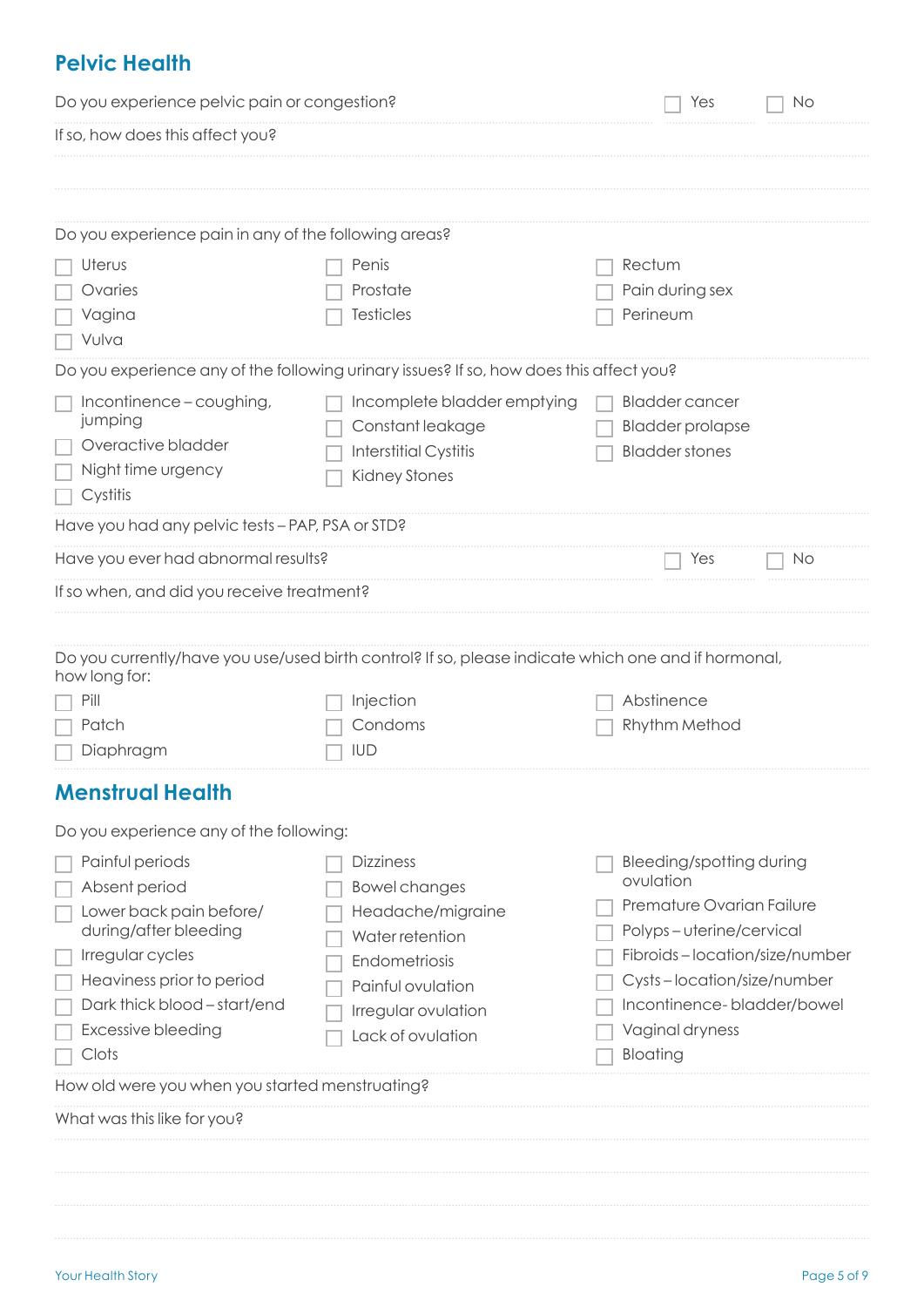## Pelvic Health

Do you experience pelvic pain or congestion? ☐ Yes ☐ No

If so, how does this affect you?

Do you experience pain in any of the following areas?

- ☐ Uterus
- ☐ Ovaries
- ☐ Vagina
- ☐ Vulva
- ☐ Penis
- ☐ Prostate
- ☐ Testicles
- ☐ Rectum
- ☐ Pain during sex
- ☐ Perineum

Do you experience any of the following urinary issues? If so, how does this affect you?

- ☐ Incontinence – coughing, jumping
- ☐ Overactive bladder
- ☐ Night time urgency
- ☐ Cystitis
- ☐ Incomplete bladder emptying
- ☐ Constant leakage
- ☐ Interstitial Cystitis
- ☐ Kidney Stones
- ☐ Bladder cancer
- ☐ Bladder prolapse
- ☐ Bladder stones

Have you had any pelvic tests – PAP, PSA or STD?

Have you ever had abnormal results? ☐ Yes ☐ No

If so when, and did you receive treatment?

Do you currently/have you use/used birth control? If so, please indicate which one and if hormonal, how long for:

- ☐ Pill
- ☐ Patch
- ☐ Diaphragm
- ☐ Injection
- ☐ Condoms
- ☐ IUD
- ☐ Abstinence
- ☐ Rhythm Method

## Menstrual Health

Do you experience any of the following:

- ☐ Painful periods
- ☐ Absent period
- ☐ Lower back pain before/during/after bleeding
- ☐ Irregular cycles
- ☐ Heaviness prior to period
- ☐ Dark thick blood – start/end
- ☐ Excessive bleeding
- ☐ Clots
- ☐ Dizziness
- ☐ Bowel changes
- ☐ Headache/migraine
- ☐ Water retention
- ☐ Endometriosis
- ☐ Painful ovulation
- ☐ Irregular ovulation
- ☐ Lack of ovulation
- ☐ Bleeding/spotting during ovulation
- ☐ Premature Ovarian Failure
- ☐ Polyps – uterine/cervical
- ☐ Fibroids – location/size/number
- ☐ Cysts – location/size/number
- ☐ Incontinence- bladder/bowel
- ☐ Vaginal dryness
- ☐ Bloating

How old were you when you started menstruating?

What was this like for you?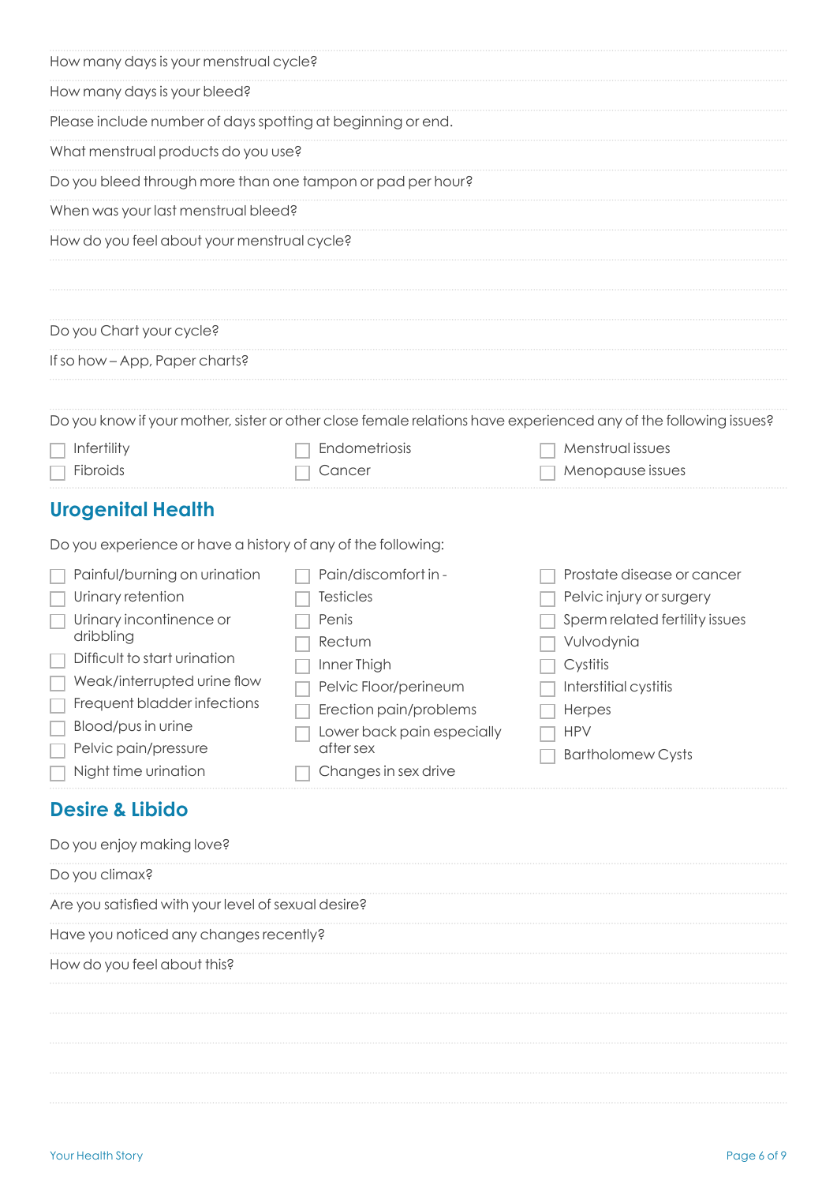How many days is your menstrual cycle?

How many days is your bleed?

Please include number of days spotting at beginning or end.

What menstrual products do you use?

Do you bleed through more than one tampon or pad per hour?

When was your last menstrual bleed?

How do you feel about your menstrual cycle?

Do you Chart your cycle?

If so how – App, Paper charts?

Do you know if your mother, sister or other close female relations have experienced any of the following issues?

- [ ] Infertility
- [ ] Fibroids
- [ ] Endometriosis
- [ ] Cancer
- [ ] Menstrual issues
- [ ] Menopause issues

## Urogenital Health

Do you experience or have a history of any of the following:

- [ ] Painful/burning on urination
- [ ] Urinary retention
- [ ] Urinary incontinence or dribbling
- [ ] Difficult to start urination
- [ ] Weak/interrupted urine flow
- [ ] Frequent bladder infections
- [ ] Blood/pus in urine
- [ ] Pelvic pain/pressure
- [ ] Night time urination
- [ ] Pain/discomfort in -
- [ ] Testicles
- [ ] Penis
- [ ] Rectum
- [ ] Inner Thigh
- [ ] Pelvic Floor/perineum
- [ ] Erection pain/problems
- [ ] Lower back pain especially after sex
- [ ] Changes in sex drive
- [ ] Prostate disease or cancer
- [ ] Pelvic injury or surgery
- [ ] Sperm related fertility issues
- [ ] Vulvodynia
- [ ] Cystitis
- [ ] Interstitial cystitis
- [ ] Herpes
- [ ] HPV
- [ ] Bartholomew Cysts

## Desire & Libido

Do you enjoy making love?

Do you climax?

Are you satisfied with your level of sexual desire?

Have you noticed any changes recently?

How do you feel about this?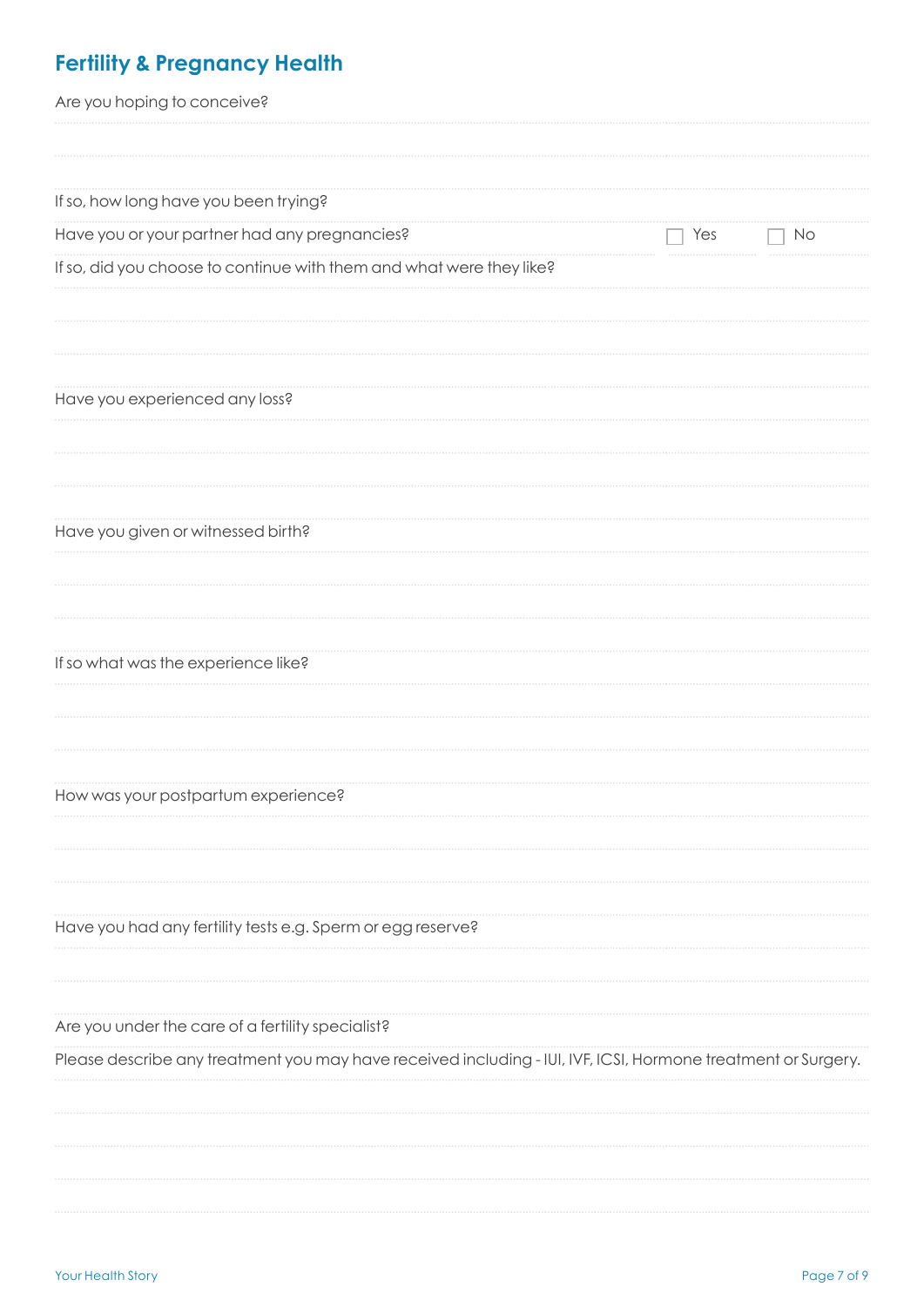## Fertility & Pregnancy Health

Are you hoping to conceive?

If so, how long have you been trying?

Have you or your partner had any pregnancies? ☐ Yes ☐ No

If so, did you choose to continue with them and what were they like?

Have you experienced any loss?

Have you given or witnessed birth?

If so what was the experience like?

How was your postpartum experience?

Have you had any fertility tests e.g. Sperm or egg reserve?

Are you under the care of a fertility specialist?

Please describe any treatment you may have received including - IUI, IVF, ICSI, Hormone treatment or Surgery.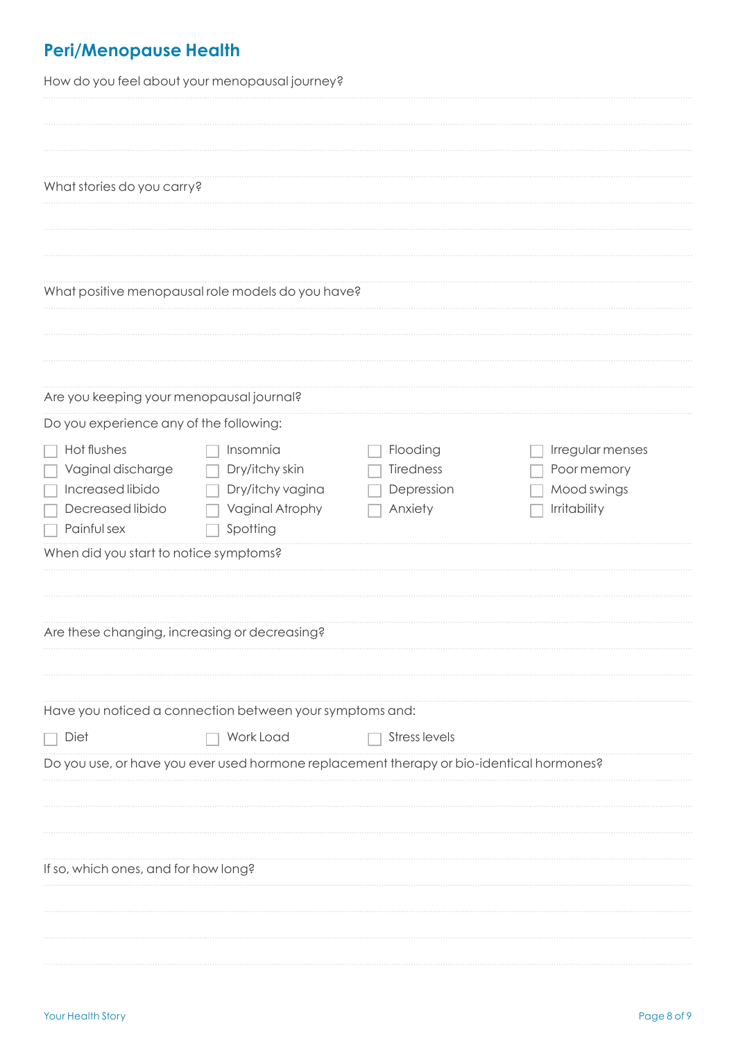## Peri/Menopause Health

How do you feel about your menopausal journey?

What stories do you carry?

What positive menopausal role models do you have?

Are you keeping your menopausal journal?

Do you experience any of the following:

- [ ] Hot flushes
- [ ] Insomnia
- [ ] Flooding
- [ ] Irregular menses
- [ ] Vaginal discharge
- [ ] Dry/itchy skin
- [ ] Tiredness
- [ ] Poor memory
- [ ] Increased libido
- [ ] Dry/itchy vagina
- [ ] Depression
- [ ] Mood swings
- [ ] Decreased libido
- [ ] Vaginal Atrophy
- [ ] Anxiety
- [ ] Irritability
- [ ] Painful sex
- [ ] Spotting

When did you start to notice symptoms?

Are these changing, increasing or decreasing?

Have you noticed a connection between your symptoms and:

- [ ] Diet
- [ ] Work Load
- [ ] Stress levels

Do you use, or have you ever used hormone replacement therapy or bio-identical hormones?

If so, which ones, and for how long?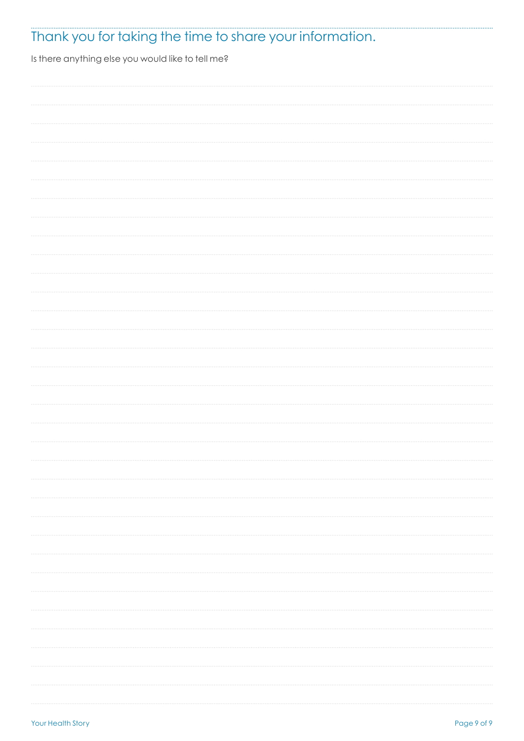## Thank you for taking the time to share your information.

Is there anything else you would like to tell me?